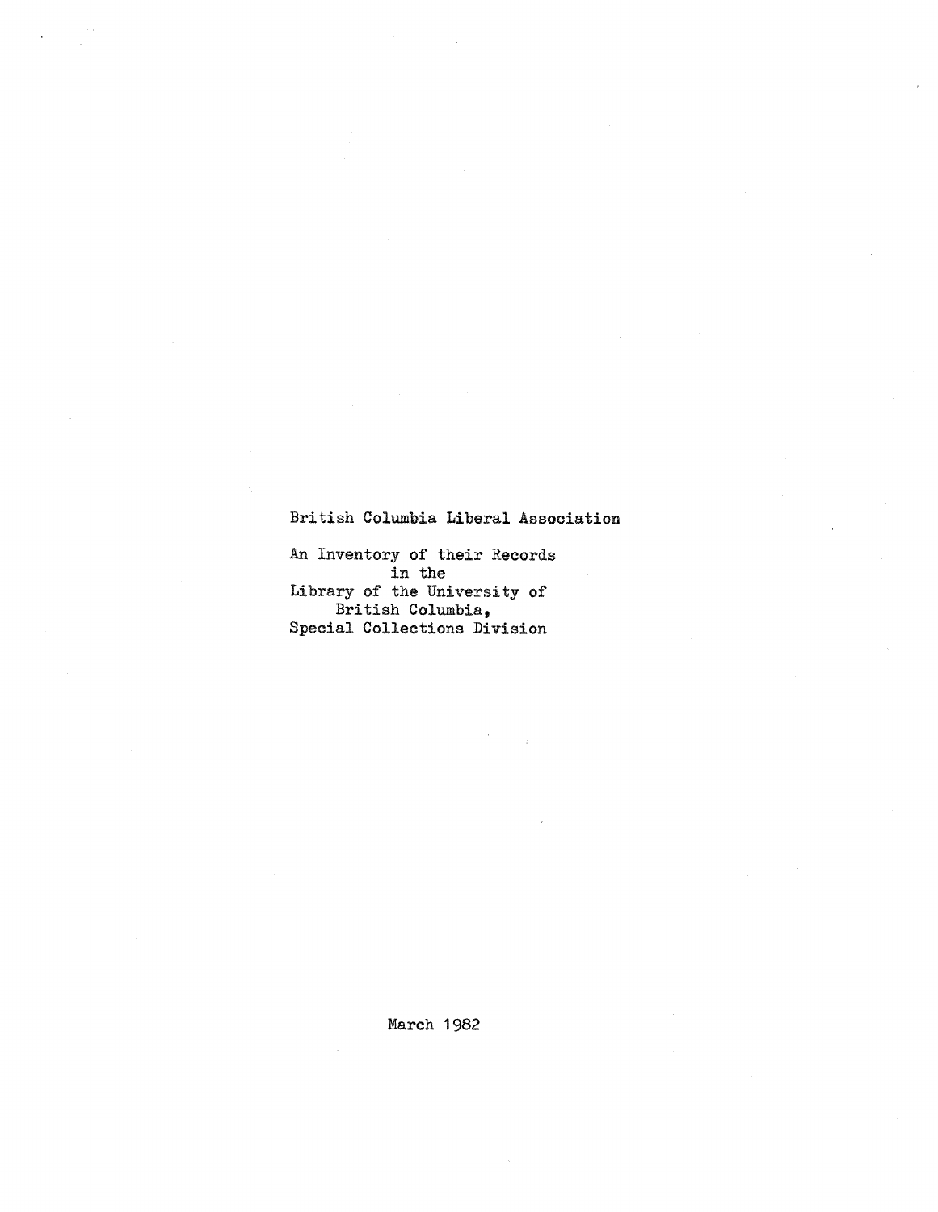British Columbia Liberal Association

An Inventory of their Records
in the
Library of the University of
British Columbia,
Special Collections Division

March 1982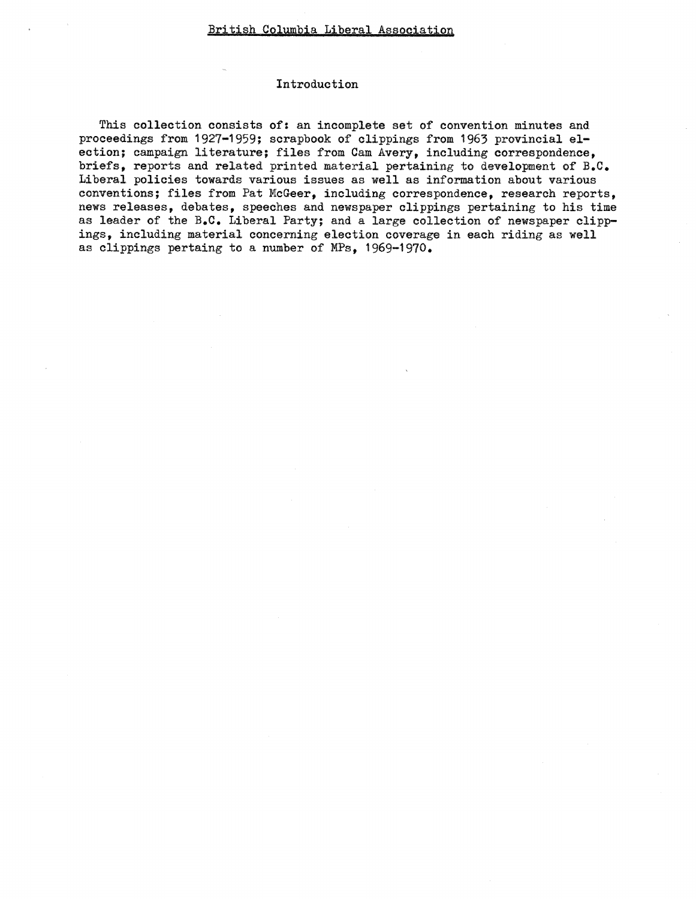British Columbia Liberal Association

## Introduction

This collection consists of: an incomplete set of convention minutes and proceedings from 1927-1959; scrapbook of clippings from 1963 provincial election; campaign literature; files from Cam Avery, including correspondence, briefs, reports and related printed material pertaining to development of B.C. Liberal policies towards various issues as well as information about various conventions; files from Pat McGeer, including correspondence, research reports, news releases, debates, speeches and newspaper clippings pertaining to his time as leader of the B.C. Liberal Party; and a large collection of newspaper clippings, including material concerning election coverage in each riding as well as clippings pertaing to a number of MPs, 1969-1970.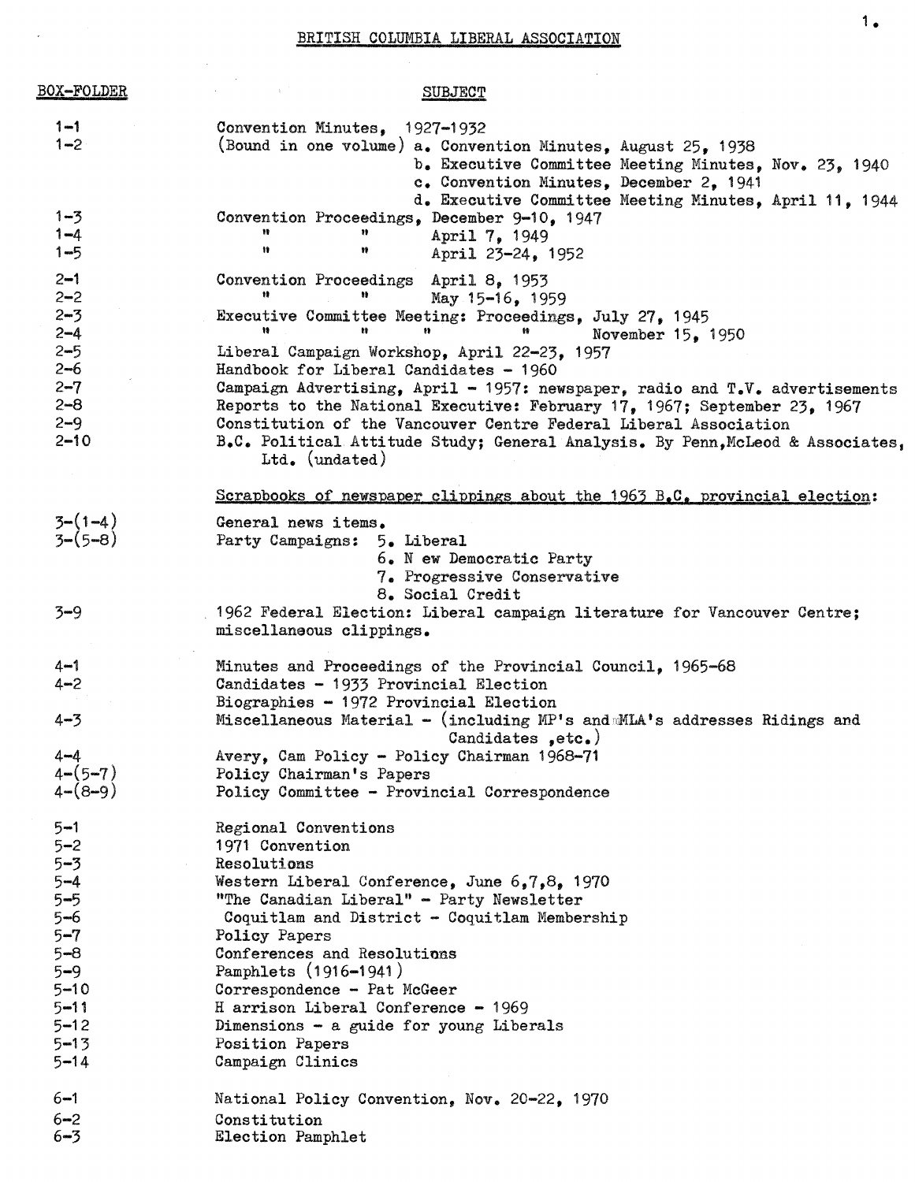# BRITISH COLUMBIA LIBERAL ASSOCIATION

| BOX-FOLDER | SUBJECT |
|---|---|
| 1-1 | Convention Minutes, 1927-1932 |
| 1-2 | (Bound in one volume) a. Convention Minutes, August 25, 1938 |
| | b. Executive Committee Meeting Minutes, Nov. 23, 1940 |
| | c. Convention Minutes, December 2, 1941 |
| | d. Executive Committee Meeting Minutes, April 11, 1944 |
| 1-3 | Convention Proceedings, December 9-10, 1947 |
| 1-4 | " " April 7, 1949 |
| 1-5 | " " April 23-24, 1952 |
| 2-1 | Convention Proceedings April 8, 1953 |
| 2-2 | " " May 15-16, 1959 |
| 2-3 | Executive Committee Meeting: Proceedings, July 27, 1945 |
| 2-4 | " " " November 15, 1950 |
| 2-5 | Liberal Campaign Workshop, April 22-23, 1957 |
| 2-6 | Handbook for Liberal Candidates - 1960 |
| 2-7 | Campaign Advertising, April - 1957: newspaper, radio and T.V. advertisements |
| 2-8 | Reports to the National Executive: February 17, 1967; September 23, 1967 |
| 2-9 | Constitution of the Vancouver Centre Federal Liberal Association |
| 2-10 | B.C. Political Attitude Study; General Analysis. By Penn,McLeod & Associates, Ltd. (undated) |
| | <u>Scrapbooks of newspaper clippings about the 1963 B.C. provincial election</u>: |
| 3-(1-4) | General news items. |
| 3-(5-8) | Party Campaigns: 5. Liberal |
| | 6. N ew Democratic Party |
| | 7. Progressive Conservative |
| | 8. Social Credit |
| 3-9 | 1962 Federal Election: Liberal campaign literature for Vancouver Centre; miscellaneous clippings. |
| 4-1 | Minutes and Proceedings of the Provincial Council, 1965-68 |
| 4-2 | Candidates - 1933 Provincial Election |
| | Biographies - 1972 Provincial Election |
| 4-3 | Miscellaneous Material - (including MP's and MLA's addresses Ridings and Candidates ,etc.) |
| 4-4 | Avery, Cam Policy - Policy Chairman 1968-71 |
| 4-(5-7) | Policy Chairman's Papers |
| 4-(8-9) | Policy Committee - Provincial Correspondence |
| 5-1 | Regional Conventions |
| 5-2 | 1971 Convention |
| 5-3 | Resolutions |
| 5-4 | Western Liberal Conference, June 6,7,8, 1970 |
| 5-5 | "The Canadian Liberal" - Party Newsletter |
| 5-6 | Coquitlam and District - Coquitlam Membership |
| 5-7 | Policy Papers |
| 5-8 | Conferences and Resolutions |
| 5-9 | Pamphlets (1916-1941) |
| 5-10 | Correspondence - Pat McGeer |
| 5-11 | H arrison Liberal Conference - 1969 |
| 5-12 | Dimensions - a guide for young Liberals |
| 5-13 | Position Papers |
| 5-14 | Campaign Clinics |
| 6-1 | National Policy Convention, Nov. 20-22, 1970 |
| 6-2 | Constitution |
| 6-3 | Election Pamphlet |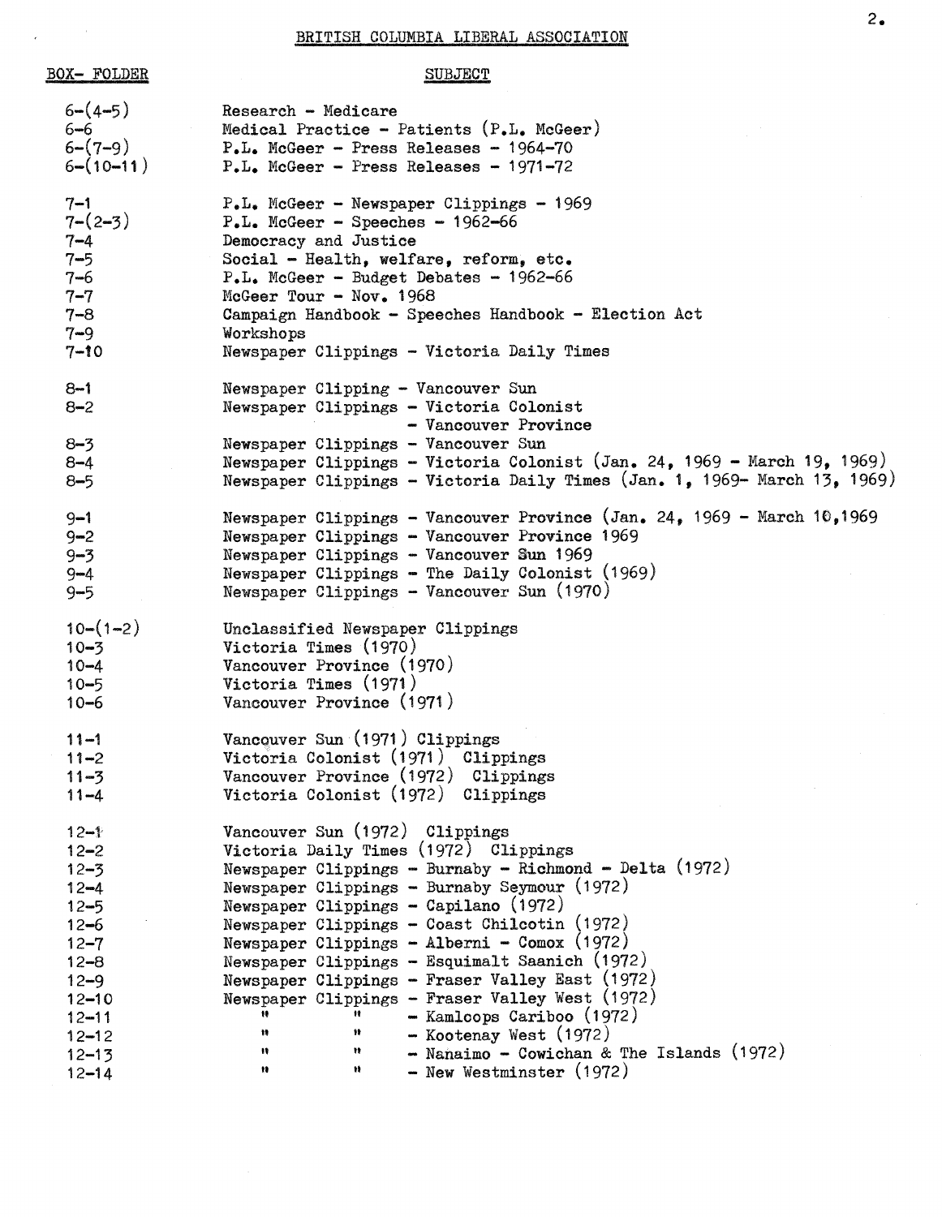BRITISH COLUMBIA LIBERAL ASSOCIATION

| BOX- FOLDER | SUBJECT |
|---|---|
| 6-(4-5) | Research - Medicare |
| 6-6 | Medical Practice - Patients (P.L. McGeer) |
| 6-(7-9) | P.L. McGeer - Press Releases - 1964-70 |
| 6-(10-11) | P.L. McGeer - Press Releases - 1971-72 |
| 7-1 | P.L. McGeer - Newspaper Clippings - 1969 |
| 7-(2-3) | P.L. McGeer - Speeches - 1962-66 |
| 7-4 | Democracy and Justice |
| 7-5 | Social - Health, welfare, reform, etc. |
| 7-6 | P.L. McGeer - Budget Debates - 1962-66 |
| 7-7 | McGeer Tour - Nov. 1968 |
| 7-8 | Campaign Handbook - Speeches Handbook - Election Act |
| 7-9 | Workshops |
| 7-10 | Newspaper Clippings - Victoria Daily Times |
| 8-1 | Newspaper Clipping - Vancouver Sun |
| 8-2 | Newspaper Clippings - Victoria Colonist - Vancouver Province |
| 8-3 | Newspaper Clippings - Vancouver Sun |
| 8-4 | Newspaper Clippings - Victoria Colonist (Jan. 24, 1969 - March 19, 1969) |
| 8-5 | Newspaper Clippings - Victoria Daily Times (Jan. 1, 1969- March 13, 1969) |
| 9-1 | Newspaper Clippings - Vancouver Province (Jan. 24, 1969 - March 10,1969 |
| 9-2 | Newspaper Clippings - Vancouver Province 1969 |
| 9-3 | Newspaper Clippings - Vancouver Sun 1969 |
| 9-4 | Newspaper Clippings - The Daily Colonist (1969) |
| 9-5 | Newspaper Clippings - Vancouver Sun (1970) |
| 10-(1-2) | Unclassified Newspaper Clippings |
| 10-3 | Victoria Times (1970) |
| 10-4 | Vancouver Province (1970) |
| 10-5 | Victoria Times (1971) |
| 10-6 | Vancouver Province (1971) |
| 11-1 | Vancouver Sun (1971) Clippings |
| 11-2 | Victoria Colonist (1971) Clippings |
| 11-3 | Vancouver Province (1972) Clippings |
| 11-4 | Victoria Colonist (1972) Clippings |
| 12-1 | Vancouver Sun (1972) Clippings |
| 12-2 | Victoria Daily Times (1972) Clippings |
| 12-3 | Newspaper Clippings - Burnaby - Richmond - Delta (1972) |
| 12-4 | Newspaper Clippings - Burnaby Seymour (1972) |
| 12-5 | Newspaper Clippings - Capilano (1972) |
| 12-6 | Newspaper Clippings - Coast Chilcotin (1972) |
| 12-7 | Newspaper Clippings - Alberni - Comox (1972) |
| 12-8 | Newspaper Clippings - Esquimalt Saanich (1972) |
| 12-9 | Newspaper Clippings - Fraser Valley East (1972) |
| 12-10 | Newspaper Clippings - Fraser Valley West (1972) |
| 12-11 | " " - Kamloops Cariboo (1972) |
| 12-12 | " " - Kootenay West (1972) |
| 12-13 | " " - Nanaimo - Cowichan & The Islands (1972) |
| 12-14 | " " - New Westminster (1972) |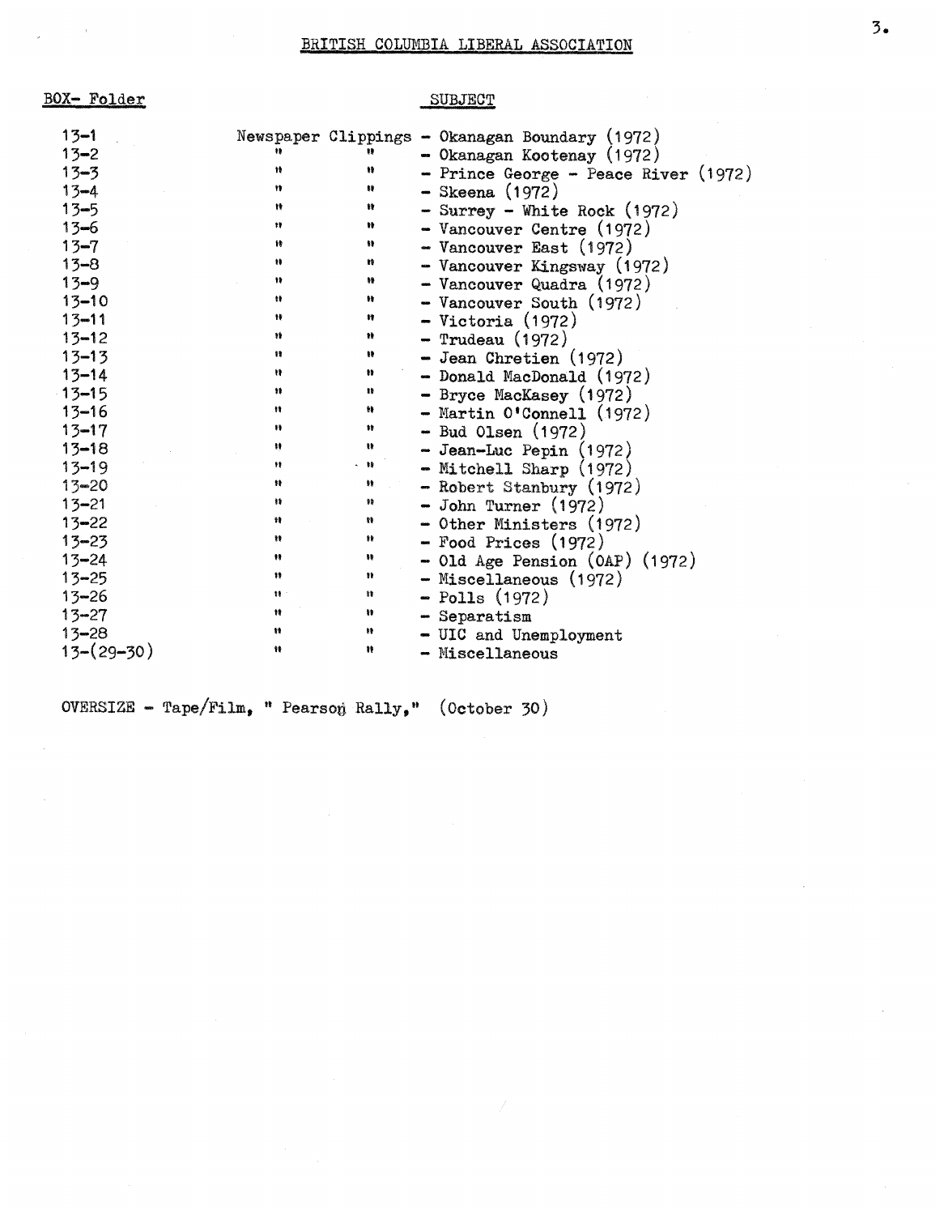BRITISH COLUMBIA LIBERAL ASSOCIATION

| BOX- Folder | SUBJECT |
|---|---|
| 13-1 | Newspaper Clippings - Okanagan Boundary (1972) |
| 13-2 | " " - Okanagan Kootenay (1972) |
| 13-3 | " " - Prince George - Peace River (1972) |
| 13-4 | " " - Skeena (1972) |
| 13-5 | " " - Surrey - White Rock (1972) |
| 13-6 | " " - Vancouver Centre (1972) |
| 13-7 | " " - Vancouver East (1972) |
| 13-8 | " " - Vancouver Kingsway (1972) |
| 13-9 | " " - Vancouver Quadra (1972) |
| 13-10 | " " - Vancouver South (1972) |
| 13-11 | " " - Victoria (1972) |
| 13-12 | " " - Trudeau (1972) |
| 13-13 | " " - Jean Chretien (1972) |
| 13-14 | " " - Donald MacDonald (1972) |
| 13-15 | " " - Bryce MacKasey (1972) |
| 13-16 | " " - Martin O'Connell (1972) |
| 13-17 | " " - Bud Olsen (1972) |
| 13-18 | " " - Jean-Luc Pepin (1972) |
| 13-19 | " " - Mitchell Sharp (1972) |
| 13-20 | " " - Robert Stanbury (1972) |
| 13-21 | " " - John Turner (1972) |
| 13-22 | " " - Other Ministers (1972) |
| 13-23 | " " - Food Prices (1972) |
| 13-24 | " " - Old Age Pension (OAP) (1972) |
| 13-25 | " " - Miscellaneous (1972) |
| 13-26 | " " - Polls (1972) |
| 13-27 | " " - Separatism |
| 13-28 | " " - UIC and Unemployment |
| 13-(29-30) | " " - Miscellaneous |

OVERSIZE - Tape/Film, " Pearson Rally," (October 30)